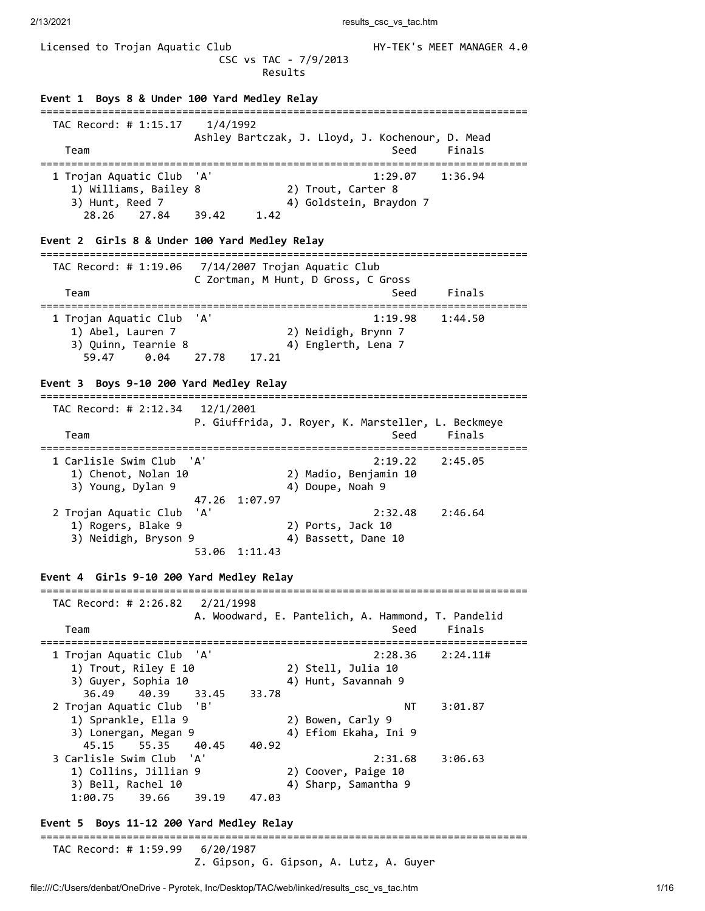Licensed to Trojan Aquatic Club                    HY-TEK's MEET MANAGER 4.0

CSC vs TAC - 7/9/2013

Results

**Event 1  Boys 8 & Under 100 Yard Medley Relay**

```
===============================================================================
  TAC Record: # 1:15.17    1/4/1992
                        Ashley Bartczak, J. Lloyd, J. Kochenour, D. Mead
    Team                                                  Seed     Finals
===============================================================================
  1 Trojan Aquatic Club  'A'                           1:29.07    1:36.94
     1) Williams, Bailey 8             2) Trout, Carter 8
     3) Hunt, Reed 7                   4) Goldstein, Braydon 7
       28.26    27.84    39.42     1.42
```

**Event 2  Girls 8 & Under 100 Yard Medley Relay**

```
===============================================================================
  TAC Record: # 1:19.06   7/14/2007 Trojan Aquatic Club
                        C Zortman, M Hunt, D Gross, C Gross
    Team                                                  Seed     Finals
===============================================================================
  1 Trojan Aquatic Club  'A'                           1:19.98    1:44.50
     1) Abel, Lauren 7                 2) Neidigh, Brynn 7
     3) Quinn, Tearnie 8               4) Englerth, Lena 7
       59.47     0.04    27.78    17.21
```

**Event 3  Boys 9-10 200 Yard Medley Relay**

```
===============================================================================
  TAC Record: # 2:12.34   12/1/2001
                        P. Giuffrida, J. Royer, K. Marsteller, L. Beckmeye
    Team                                                  Seed     Finals
===============================================================================
  1 Carlisle Swim Club  'A'                            2:19.22    2:45.05
     1) Chenot, Nolan 10               2) Madio, Benjamin 10
     3) Young, Dylan 9                 4) Doupe, Noah 9
                        47.26  1:07.97
  2 Trojan Aquatic Club  'A'                           2:32.48    2:46.64
     1) Rogers, Blake 9                2) Ports, Jack 10
     3) Neidigh, Bryson 9              4) Bassett, Dane 10
                        53.06  1:11.43
```

**Event 4  Girls 9-10 200 Yard Medley Relay**

```
===============================================================================
  TAC Record: # 2:26.82   2/21/1998
                        A. Woodward, E. Pantelich, A. Hammond, T. Pandelid
    Team                                                  Seed     Finals
===============================================================================
  1 Trojan Aquatic Club  'A'                           2:28.36    2:24.11#
     1) Trout, Riley E 10              2) Stell, Julia 10
     3) Guyer, Sophia 10               4) Hunt, Savannah 9
       36.49    40.39    33.45    33.78
  2 Trojan Aquatic Club  'B'                                NT    3:01.87
     1) Sprankle, Ella 9               2) Bowen, Carly 9
     3) Lonergan, Megan 9              4) Efiom Ekaha, Ini 9
       45.15    55.35    40.45    40.92
  3 Carlisle Swim Club  'A'                            2:31.68    3:06.63
     1) Collins, Jillian 9             2) Coover, Paige 10
     3) Bell, Rachel 10                4) Sharp, Samantha 9
     1:00.75    39.66    39.19    47.03
```

**Event 5  Boys 11-12 200 Yard Medley Relay**

```
===============================================================================
  TAC Record: # 1:59.99   6/20/1987
                        Z. Gipson, G. Gipson, A. Lutz, A. Guyer
```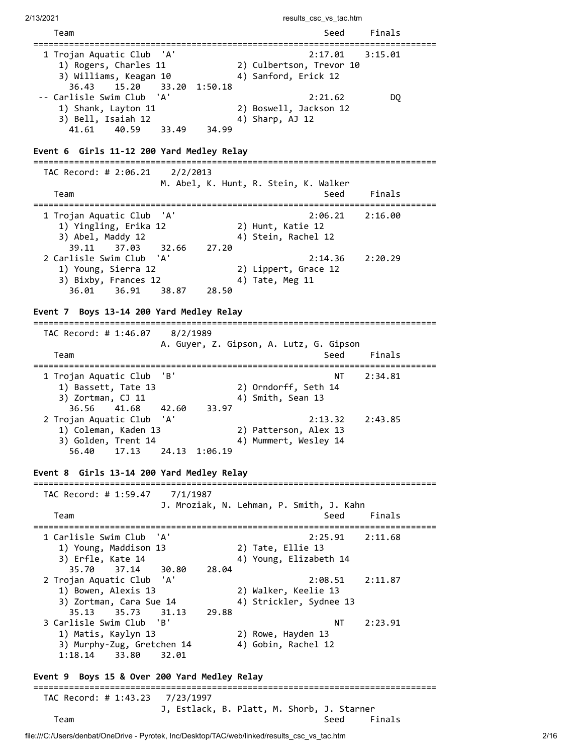| Team | Seed | Finals |
|---|---|---|
| 1 Trojan Aquatic Club 'A' | 2:17.01 | 3:15.01 |
| 1) Rogers, Charles 11; 2) Culbertson, Trevor 10; 3) Williams, Keagan 10; 4) Sanford, Erick 12 | | |
| 36.43  15.20  33.20  1:50.18 | | |
| -- Carlisle Swim Club 'A' | 2:21.62 | DQ |
| 1) Shank, Layton 11; 2) Boswell, Jackson 12; 3) Bell, Isaiah 12; 4) Sharp, AJ 12 | | |
| 41.61  40.59  33.49  34.99 | | |

**Event 6 Girls 11-12 200 Yard Medley Relay**

TAC Record: # 2:06.21  2/2/2013  M. Abel, K. Hunt, R. Stein, K. Walker

| Team | Seed | Finals |
|---|---|---|
| 1 Trojan Aquatic Club 'A' | 2:06.21 | 2:16.00 |
| 1) Yingling, Erika 12; 2) Hunt, Katie 12; 3) Abel, Maddy 12; 4) Stein, Rachel 12 | | |
| 39.11  37.03  32.66  27.20 | | |
| 2 Carlisle Swim Club 'A' | 2:14.36 | 2:20.29 |
| 1) Young, Sierra 12; 2) Lippert, Grace 12; 3) Bixby, Frances 12; 4) Tate, Meg 11 | | |
| 36.01  36.91  38.87  28.50 | | |

**Event 7 Boys 13-14 200 Yard Medley Relay**

TAC Record: # 1:46.07  8/2/1989  A. Guyer, Z. Gipson, A. Lutz, G. Gipson

| Team | Seed | Finals |
|---|---|---|
| 1 Trojan Aquatic Club 'B' | NT | 2:34.81 |
| 1) Bassett, Tate 13; 2) Orndorff, Seth 14; 3) Zortman, CJ 11; 4) Smith, Sean 13 | | |
| 36.56  41.68  42.60  33.97 | | |
| 2 Trojan Aquatic Club 'A' | 2:13.32 | 2:43.85 |
| 1) Coleman, Kaden 13; 2) Patterson, Alex 13; 3) Golden, Trent 14; 4) Mummert, Wesley 14 | | |
| 56.40  17.13  24.13  1:06.19 | | |

**Event 8 Girls 13-14 200 Yard Medley Relay**

TAC Record: # 1:59.47  7/1/1987  J. Mroziak, N. Lehman, P. Smith, J. Kahn

| Team | Seed | Finals |
|---|---|---|
| 1 Carlisle Swim Club 'A' | 2:25.91 | 2:11.68 |
| 1) Young, Maddison 13; 2) Tate, Ellie 13; 3) Erfle, Kate 14; 4) Young, Elizabeth 14 | | |
| 35.70  37.14  30.80  28.04 | | |
| 2 Trojan Aquatic Club 'A' | 2:08.51 | 2:11.87 |
| 1) Bowen, Alexis 13; 2) Walker, Keelie 13; 3) Zortman, Cara Sue 14; 4) Strickler, Sydnee 13 | | |
| 35.13  35.73  31.13  29.88 | | |
| 3 Carlisle Swim Club 'B' | NT | 2:23.91 |
| 1) Matis, Kaylyn 13; 2) Rowe, Hayden 13; 3) Murphy-Zug, Gretchen 14; 4) Gobin, Rachel 12 | | |
| 1:18.14  33.80  32.01 | | |

**Event 9 Boys 15 & Over 200 Yard Medley Relay**

TAC Record: # 1:43.23  7/23/1997  J, Estlack, B. Platt, M. Shorb, J. Starner

| Team | Seed | Finals |
|---|---|---|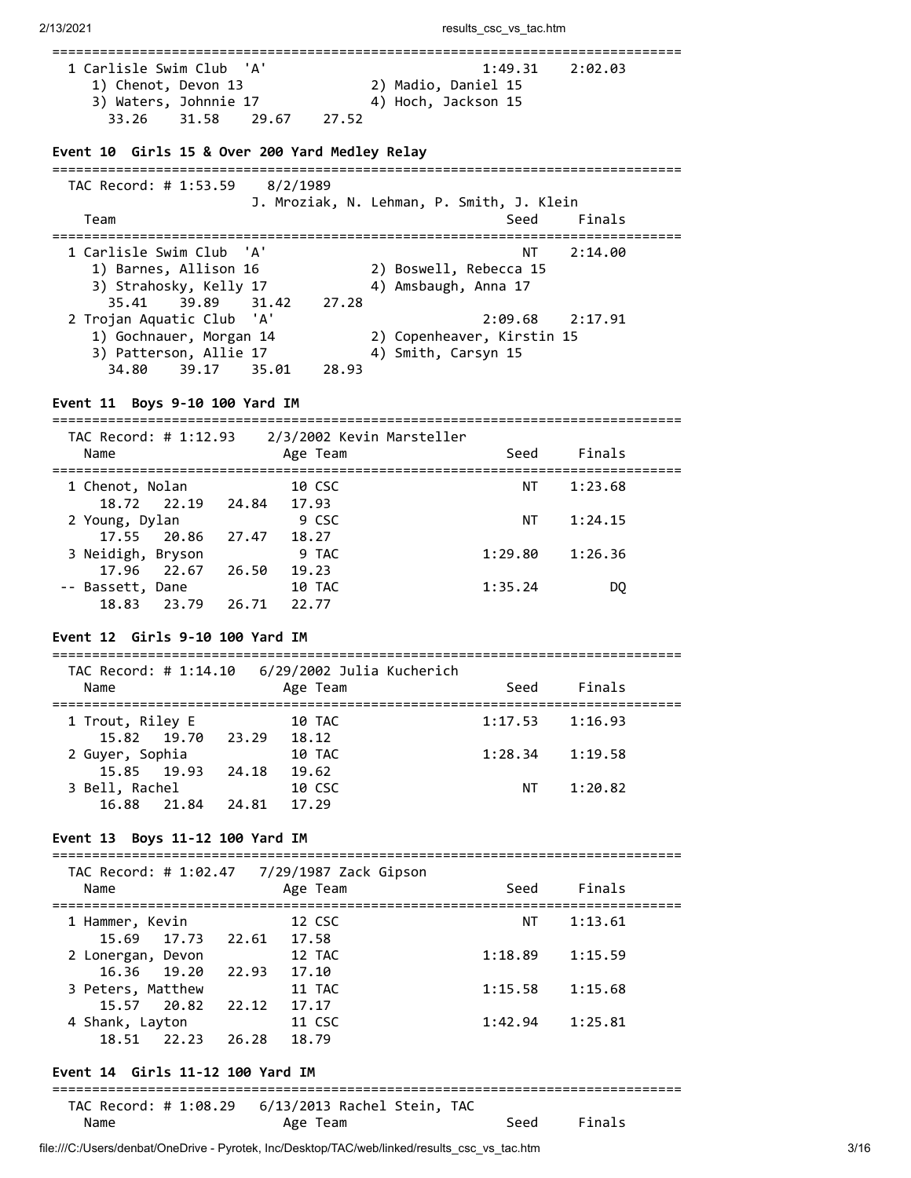| Team | | Seed | Finals |
|---|---|---|---|
| 1 Carlisle Swim Club 'A' | | 1:49.31 | 2:02.03 |
| 1) Chenot, Devon 13 | 2) Madio, Daniel 15 | | |
| 3) Waters, Johnnie 17 | 4) Hoch, Jackson 15 | | |
| 33.26  31.58  29.67  27.52 | | | |

### Event 10 Girls 15 & Over 200 Yard Medley Relay

TAC Record: # 1:53.59  8/2/1989
J. Mroziak, N. Lehman, P. Smith, J. Klein

| Team | | Seed | Finals |
|---|---|---|---|
| 1 Carlisle Swim Club 'A' | | NT | 2:14.00 |
| 1) Barnes, Allison 16 | 2) Boswell, Rebecca 15 | | |
| 3) Strahosky, Kelly 17 | 4) Amsbaugh, Anna 17 | | |
| 35.41  39.89  31.42  27.28 | | | |
| 2 Trojan Aquatic Club 'A' | | 2:09.68 | 2:17.91 |
| 1) Gochnauer, Morgan 14 | 2) Copenheaver, Kirstin 15 | | |
| 3) Patterson, Allie 17 | 4) Smith, Carsyn 15 | | |
| 34.80  39.17  35.01  28.93 | | | |

### Event 11 Boys 9-10 100 Yard IM

TAC Record: # 1:12.93  2/3/2002 Kevin Marsteller

| Name | Age | Team | Seed | Finals |
|---|---|---|---|---|
| 1 Chenot, Nolan | 10 | CSC | NT | 1:23.68 |
| 18.72  22.19  24.84  17.93 | | | | |
| 2 Young, Dylan | 9 | CSC | NT | 1:24.15 |
| 17.55  20.86  27.47  18.27 | | | | |
| 3 Neidigh, Bryson | 9 | TAC | 1:29.80 | 1:26.36 |
| 17.96  22.67  26.50  19.23 | | | | |
| -- Bassett, Dane | 10 | TAC | 1:35.24 | DQ |
| 18.83  23.79  26.71  22.77 | | | | |

### Event 12 Girls 9-10 100 Yard IM

TAC Record: # 1:14.10  6/29/2002 Julia Kucherich

| Name | Age | Team | Seed | Finals |
|---|---|---|---|---|
| 1 Trout, Riley E | 10 | TAC | 1:17.53 | 1:16.93 |
| 15.82  19.70  23.29  18.12 | | | | |
| 2 Guyer, Sophia | 10 | TAC | 1:28.34 | 1:19.58 |
| 15.85  19.93  24.18  19.62 | | | | |
| 3 Bell, Rachel | 10 | CSC | NT | 1:20.82 |
| 16.88  21.84  24.81  17.29 | | | | |

### Event 13 Boys 11-12 100 Yard IM

TAC Record: # 1:02.47  7/29/1987 Zack Gipson

| Name | Age | Team | Seed | Finals |
|---|---|---|---|---|
| 1 Hammer, Kevin | 12 | CSC | NT | 1:13.61 |
| 15.69  17.73  22.61  17.58 | | | | |
| 2 Lonergan, Devon | 12 | TAC | 1:18.89 | 1:15.59 |
| 16.36  19.20  22.93  17.10 | | | | |
| 3 Peters, Matthew | 11 | TAC | 1:15.58 | 1:15.68 |
| 15.57  20.82  22.12  17.17 | | | | |
| 4 Shank, Layton | 11 | CSC | 1:42.94 | 1:25.81 |
| 18.51  22.23  26.28  18.79 | | | | |

### Event 14 Girls 11-12 100 Yard IM

TAC Record: # 1:08.29  6/13/2013 Rachel Stein, TAC

| Name | Age | Team | Seed | Finals |
|---|---|---|---|---|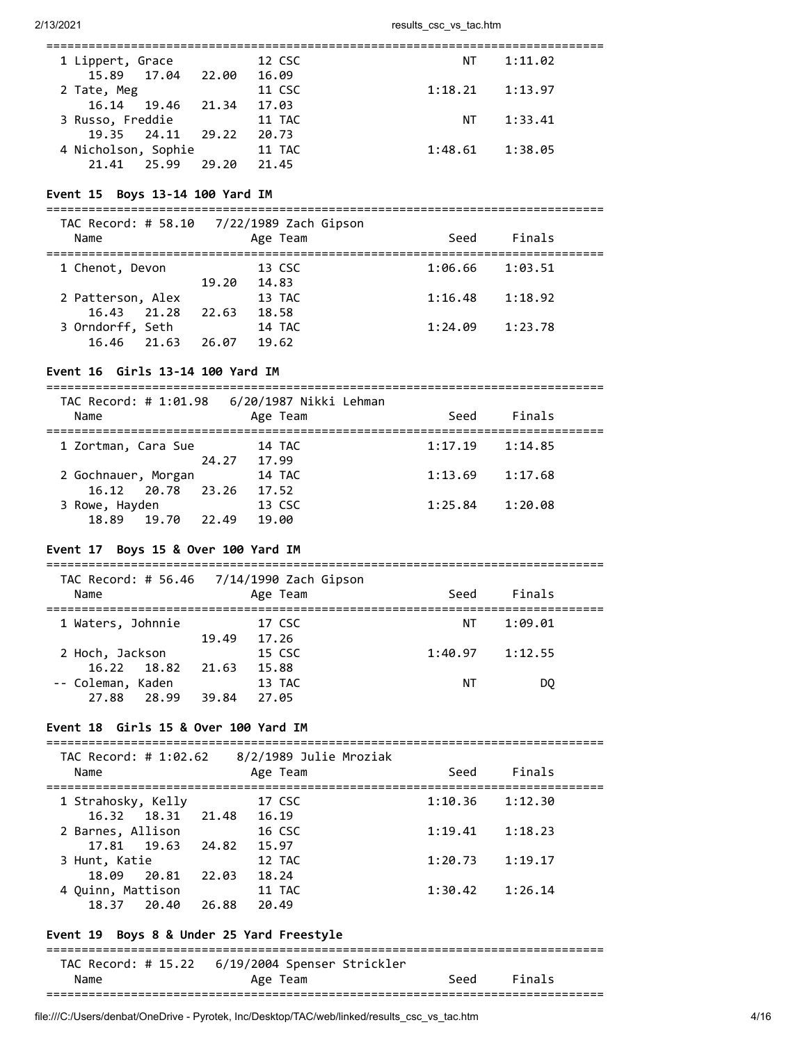| Name | Age | Team | Seed | Finals |
|---|---|---|---|---|
| 1 Lippert, Grace | 12 | CSC | NT | 1:11.02 |
| 15.89  17.04  22.00  16.09 | | | | |
| 2 Tate, Meg | 11 | CSC | 1:18.21 | 1:13.97 |
| 16.14  19.46  21.34  17.03 | | | | |
| 3 Russo, Freddie | 11 | TAC | NT | 1:33.41 |
| 19.35  24.11  29.22  20.73 | | | | |
| 4 Nicholson, Sophie | 11 | TAC | 1:48.61 | 1:38.05 |
| 21.41  25.99  29.20  21.45 | | | | |

**Event 15  Boys 13-14 100 Yard IM**

TAC Record: # 58.10   7/22/1989 Zach Gipson

| Name | Age | Team | Seed | Finals |
|---|---|---|---|---|
| 1 Chenot, Devon | 13 | CSC | 1:06.66 | 1:03.51 |
| 19.20  14.83 | | | | |
| 2 Patterson, Alex | 13 | TAC | 1:16.48 | 1:18.92 |
| 16.43  21.28  22.63  18.58 | | | | |
| 3 Orndorff, Seth | 14 | TAC | 1:24.09 | 1:23.78 |
| 16.46  21.63  26.07  19.62 | | | | |

**Event 16  Girls 13-14 100 Yard IM**

TAC Record: # 1:01.98   6/20/1987 Nikki Lehman

| Name | Age | Team | Seed | Finals |
|---|---|---|---|---|
| 1 Zortman, Cara Sue | 14 | TAC | 1:17.19 | 1:14.85 |
| 24.27  17.99 | | | | |
| 2 Gochnauer, Morgan | 14 | TAC | 1:13.69 | 1:17.68 |
| 16.12  20.78  23.26  17.52 | | | | |
| 3 Rowe, Hayden | 13 | CSC | 1:25.84 | 1:20.08 |
| 18.89  19.70  22.49  19.00 | | | | |

**Event 17  Boys 15 & Over 100 Yard IM**

TAC Record: # 56.46   7/14/1990 Zach Gipson

| Name | Age | Team | Seed | Finals |
|---|---|---|---|---|
| 1 Waters, Johnnie | 17 | CSC | NT | 1:09.01 |
| 19.49  17.26 | | | | |
| 2 Hoch, Jackson | 15 | CSC | 1:40.97 | 1:12.55 |
| 16.22  18.82  21.63  15.88 | | | | |
| -- Coleman, Kaden | 13 | TAC | NT | DQ |
| 27.88  28.99  39.84  27.05 | | | | |

**Event 18  Girls 15 & Over 100 Yard IM**

TAC Record: # 1:02.62   8/2/1989 Julie Mroziak

| Name | Age | Team | Seed | Finals |
|---|---|---|---|---|
| 1 Strahosky, Kelly | 17 | CSC | 1:10.36 | 1:12.30 |
| 16.32  18.31  21.48  16.19 | | | | |
| 2 Barnes, Allison | 16 | CSC | 1:19.41 | 1:18.23 |
| 17.81  19.63  24.82  15.97 | | | | |
| 3 Hunt, Katie | 12 | TAC | 1:20.73 | 1:19.17 |
| 18.09  20.81  22.03  18.24 | | | | |
| 4 Quinn, Mattison | 11 | TAC | 1:30.42 | 1:26.14 |
| 18.37  20.40  26.88  20.49 | | | | |

**Event 19  Boys 8 & Under 25 Yard Freestyle**

TAC Record: # 15.22   6/19/2004 Spenser Strickler

| Name | Age | Team | Seed | Finals |
|---|---|---|---|---|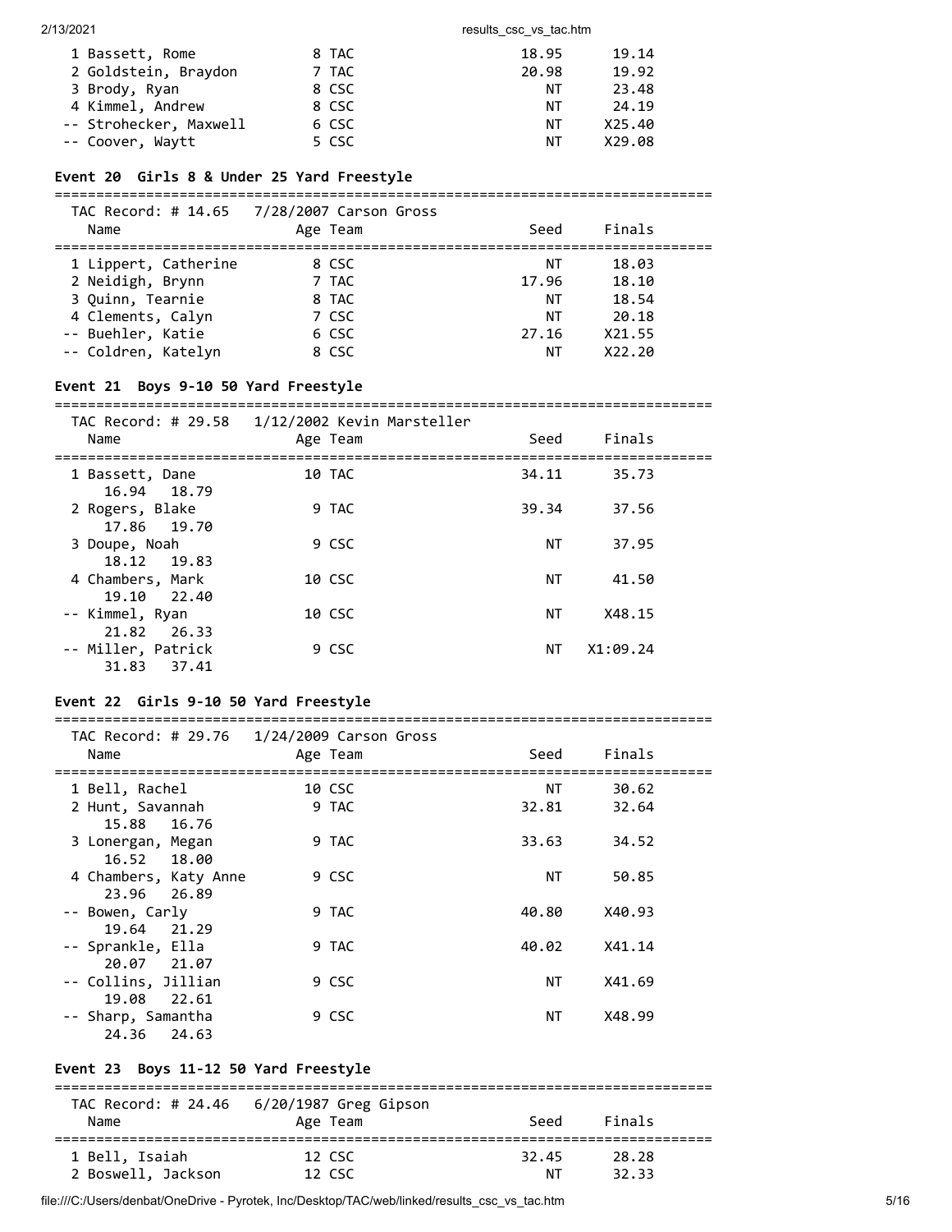| Place | Name | Age | Team | Seed | Finals |
|---|---|---|---|---|---|
| 1 | Bassett, Rome | 8 | TAC | 18.95 | 19.14 |
| 2 | Goldstein, Braydon | 7 | TAC | 20.98 | 19.92 |
| 3 | Brody, Ryan | 8 | CSC | NT | 23.48 |
| 4 | Kimmel, Andrew | 8 | CSC | NT | 24.19 |
| -- | Strohecker, Maxwell | 6 | CSC | NT | X25.40 |
| -- | Coover, Waytt | 5 | CSC | NT | X29.08 |

### Event 20 Girls 8 & Under 25 Yard Freestyle

TAC Record: # 14.65 7/28/2007 Carson Gross

| Place | Name | Age | Team | Seed | Finals |
|---|---|---|---|---|---|
| 1 | Lippert, Catherine | 8 | CSC | NT | 18.03 |
| 2 | Neidigh, Brynn | 7 | TAC | 17.96 | 18.10 |
| 3 | Quinn, Tearnie | 8 | TAC | NT | 18.54 |
| 4 | Clements, Calyn | 7 | CSC | NT | 20.18 |
| -- | Buehler, Katie | 6 | CSC | 27.16 | X21.55 |
| -- | Coldren, Katelyn | 8 | CSC | NT | X22.20 |

### Event 21 Boys 9-10 50 Yard Freestyle

TAC Record: # 29.58 1/12/2002 Kevin Marsteller

| Place | Name | Age | Team | Seed | Finals | Splits |
|---|---|---|---|---|---|---|
| 1 | Bassett, Dane | 10 | TAC | 34.11 | 35.73 | 16.94 18.79 |
| 2 | Rogers, Blake | 9 | TAC | 39.34 | 37.56 | 17.86 19.70 |
| 3 | Doupe, Noah | 9 | CSC | NT | 37.95 | 18.12 19.83 |
| 4 | Chambers, Mark | 10 | CSC | NT | 41.50 | 19.10 22.40 |
| -- | Kimmel, Ryan | 10 | CSC | NT | X48.15 | 21.82 26.33 |
| -- | Miller, Patrick | 9 | CSC | NT | X1:09.24 | 31.83 37.41 |

### Event 22 Girls 9-10 50 Yard Freestyle

TAC Record: # 29.76 1/24/2009 Carson Gross

| Place | Name | Age | Team | Seed | Finals | Splits |
|---|---|---|---|---|---|---|
| 1 | Bell, Rachel | 10 | CSC | NT | 30.62 | |
| 2 | Hunt, Savannah | 9 | TAC | 32.81 | 32.64 | 15.88 16.76 |
| 3 | Lonergan, Megan | 9 | TAC | 33.63 | 34.52 | 16.52 18.00 |
| 4 | Chambers, Katy Anne | 9 | CSC | NT | 50.85 | 23.96 26.89 |
| -- | Bowen, Carly | 9 | TAC | 40.80 | X40.93 | 19.64 21.29 |
| -- | Sprankle, Ella | 9 | TAC | 40.02 | X41.14 | 20.07 21.07 |
| -- | Collins, Jillian | 9 | CSC | NT | X41.69 | 19.08 22.61 |
| -- | Sharp, Samantha | 9 | CSC | NT | X48.99 | 24.36 24.63 |

### Event 23 Boys 11-12 50 Yard Freestyle

TAC Record: # 24.46 6/20/1987 Greg Gipson

| Place | Name | Age | Team | Seed | Finals |
|---|---|---|---|---|---|
| 1 | Bell, Isaiah | 12 | CSC | 32.45 | 28.28 |
| 2 | Boswell, Jackson | 12 | CSC | NT | 32.33 |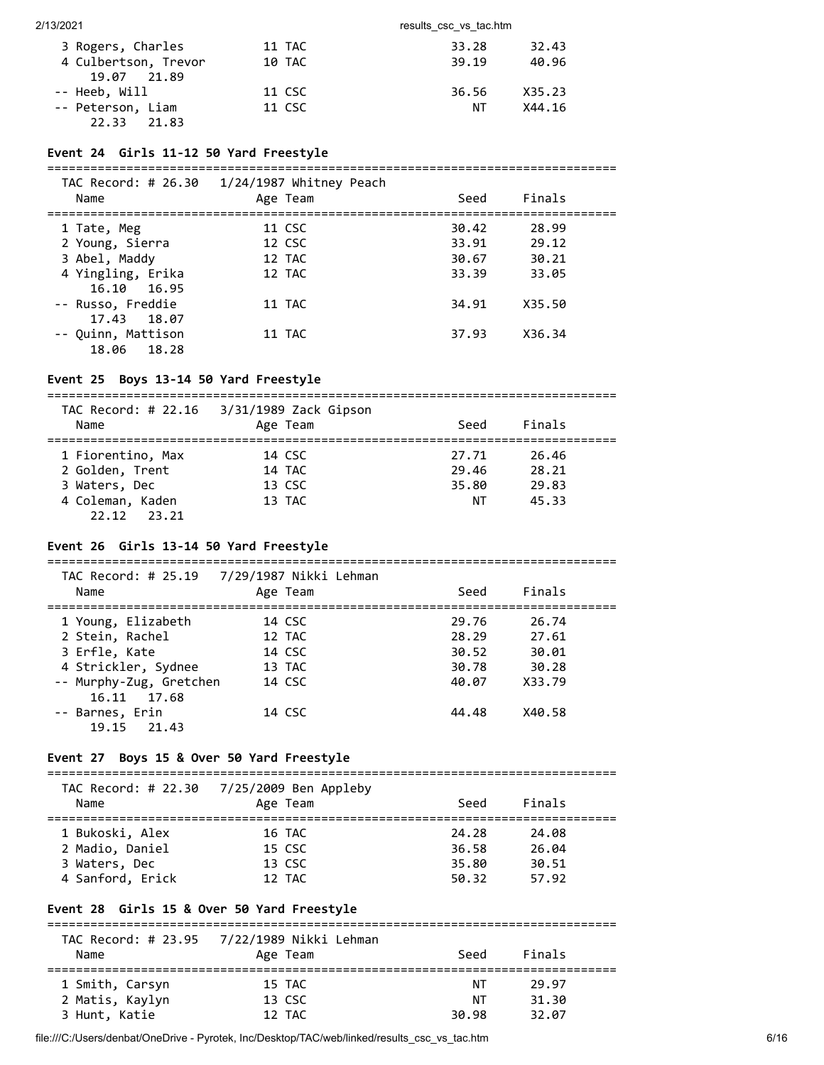| Name | Age | Team | Seed | Finals |
|---|---|---|---|---|
| 3 Rogers, Charles | 11 | TAC | 33.28 | 32.43 |
| 4 Culbertson, Trevor | 10 | TAC | 39.19 | 40.96 |
| 19.07 21.89 | | | | |
| -- Heeb, Will | 11 | CSC | 36.56 | X35.23 |
| -- Peterson, Liam | 11 | CSC | NT | X44.16 |
| 22.33 21.83 | | | | |

### Event 24 Girls 11-12 50 Yard Freestyle

TAC Record: # 26.30 1/24/1987 Whitney Peach

| Name | Age | Team | Seed | Finals |
|---|---|---|---|---|
| 1 Tate, Meg | 11 | CSC | 30.42 | 28.99 |
| 2 Young, Sierra | 12 | CSC | 33.91 | 29.12 |
| 3 Abel, Maddy | 12 | TAC | 30.67 | 30.21 |
| 4 Yingling, Erika | 12 | TAC | 33.39 | 33.05 |
| 16.10 16.95 | | | | |
| -- Russo, Freddie | 11 | TAC | 34.91 | X35.50 |
| 17.43 18.07 | | | | |
| -- Quinn, Mattison | 11 | TAC | 37.93 | X36.34 |
| 18.06 18.28 | | | | |

### Event 25 Boys 13-14 50 Yard Freestyle

TAC Record: # 22.16 3/31/1989 Zack Gipson

| Name | Age | Team | Seed | Finals |
|---|---|---|---|---|
| 1 Fiorentino, Max | 14 | CSC | 27.71 | 26.46 |
| 2 Golden, Trent | 14 | TAC | 29.46 | 28.21 |
| 3 Waters, Dec | 13 | CSC | 35.80 | 29.83 |
| 4 Coleman, Kaden | 13 | TAC | NT | 45.33 |
| 22.12 23.21 | | | | |

### Event 26 Girls 13-14 50 Yard Freestyle

TAC Record: # 25.19 7/29/1987 Nikki Lehman

| Name | Age | Team | Seed | Finals |
|---|---|---|---|---|
| 1 Young, Elizabeth | 14 | CSC | 29.76 | 26.74 |
| 2 Stein, Rachel | 12 | TAC | 28.29 | 27.61 |
| 3 Erfle, Kate | 14 | CSC | 30.52 | 30.01 |
| 4 Strickler, Sydnee | 13 | TAC | 30.78 | 30.28 |
| -- Murphy-Zug, Gretchen | 14 | CSC | 40.07 | X33.79 |
| 16.11 17.68 | | | | |
| -- Barnes, Erin | 14 | CSC | 44.48 | X40.58 |
| 19.15 21.43 | | | | |

### Event 27 Boys 15 & Over 50 Yard Freestyle

TAC Record: # 22.30 7/25/2009 Ben Appleby

| Name | Age | Team | Seed | Finals |
|---|---|---|---|---|
| 1 Bukoski, Alex | 16 | TAC | 24.28 | 24.08 |
| 2 Madio, Daniel | 15 | CSC | 36.58 | 26.04 |
| 3 Waters, Dec | 13 | CSC | 35.80 | 30.51 |
| 4 Sanford, Erick | 12 | TAC | 50.32 | 57.92 |

### Event 28 Girls 15 & Over 50 Yard Freestyle

TAC Record: # 23.95 7/22/1989 Nikki Lehman

| Name | Age | Team | Seed | Finals |
|---|---|---|---|---|
| 1 Smith, Carsyn | 15 | TAC | NT | 29.97 |
| 2 Matis, Kaylyn | 13 | CSC | NT | 31.30 |
| 3 Hunt, Katie | 12 | TAC | 30.98 | 32.07 |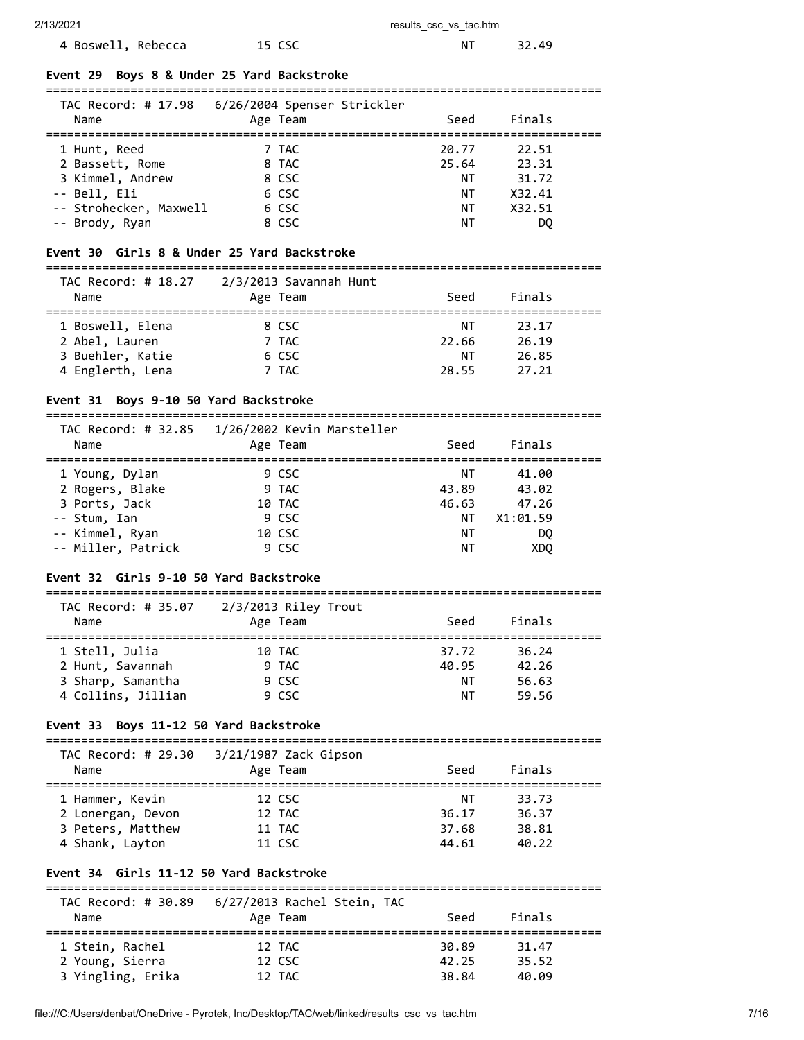| Name | Age | Team | Seed | Finals |
|---|---|---|---|---|
| 4 Boswell, Rebecca | 15 | CSC | NT | 32.49 |

### Event 29 Boys 8 & Under 25 Yard Backstroke

TAC Record: # 17.98 6/26/2004 Spenser Strickler

| Name | Age | Team | Seed | Finals |
|---|---|---|---|---|
| 1 Hunt, Reed | 7 | TAC | 20.77 | 22.51 |
| 2 Bassett, Rome | 8 | TAC | 25.64 | 23.31 |
| 3 Kimmel, Andrew | 8 | CSC | NT | 31.72 |
| -- Bell, Eli | 6 | CSC | NT | X32.41 |
| -- Strohecker, Maxwell | 6 | CSC | NT | X32.51 |
| -- Brody, Ryan | 8 | CSC | NT | DQ |

### Event 30 Girls 8 & Under 25 Yard Backstroke

TAC Record: # 18.27 2/3/2013 Savannah Hunt

| Name | Age | Team | Seed | Finals |
|---|---|---|---|---|
| 1 Boswell, Elena | 8 | CSC | NT | 23.17 |
| 2 Abel, Lauren | 7 | TAC | 22.66 | 26.19 |
| 3 Buehler, Katie | 6 | CSC | NT | 26.85 |
| 4 Englerth, Lena | 7 | TAC | 28.55 | 27.21 |

### Event 31 Boys 9-10 50 Yard Backstroke

TAC Record: # 32.85 1/26/2002 Kevin Marsteller

| Name | Age | Team | Seed | Finals |
|---|---|---|---|---|
| 1 Young, Dylan | 9 | CSC | NT | 41.00 |
| 2 Rogers, Blake | 9 | TAC | 43.89 | 43.02 |
| 3 Ports, Jack | 10 | TAC | 46.63 | 47.26 |
| -- Stum, Ian | 9 | CSC | NT | X1:01.59 |
| -- Kimmel, Ryan | 10 | CSC | NT | DQ |
| -- Miller, Patrick | 9 | CSC | NT | XDQ |

### Event 32 Girls 9-10 50 Yard Backstroke

TAC Record: # 35.07 2/3/2013 Riley Trout

| Name | Age | Team | Seed | Finals |
|---|---|---|---|---|
| 1 Stell, Julia | 10 | TAC | 37.72 | 36.24 |
| 2 Hunt, Savannah | 9 | TAC | 40.95 | 42.26 |
| 3 Sharp, Samantha | 9 | CSC | NT | 56.63 |
| 4 Collins, Jillian | 9 | CSC | NT | 59.56 |

### Event 33 Boys 11-12 50 Yard Backstroke

TAC Record: # 29.30 3/21/1987 Zack Gipson

| Name | Age | Team | Seed | Finals |
|---|---|---|---|---|
| 1 Hammer, Kevin | 12 | CSC | NT | 33.73 |
| 2 Lonergan, Devon | 12 | TAC | 36.17 | 36.37 |
| 3 Peters, Matthew | 11 | TAC | 37.68 | 38.81 |
| 4 Shank, Layton | 11 | CSC | 44.61 | 40.22 |

### Event 34 Girls 11-12 50 Yard Backstroke

TAC Record: # 30.89 6/27/2013 Rachel Stein, TAC

| Name | Age | Team | Seed | Finals |
|---|---|---|---|---|
| 1 Stein, Rachel | 12 | TAC | 30.89 | 31.47 |
| 2 Young, Sierra | 12 | CSC | 42.25 | 35.52 |
| 3 Yingling, Erika | 12 | TAC | 38.84 | 40.09 |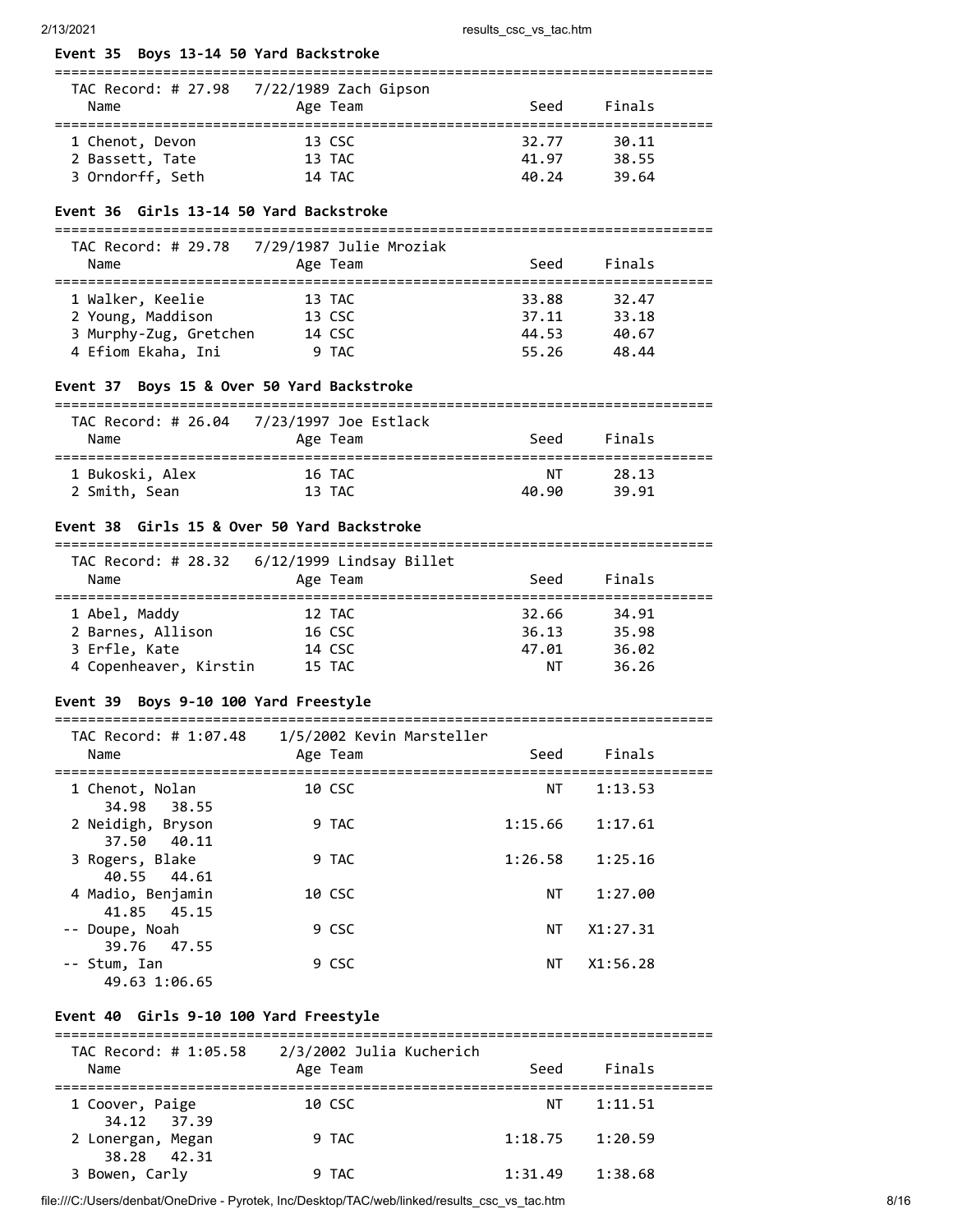### Event 35 Boys 13-14 50 Yard Backstroke

TAC Record: # 27.98 7/22/1989 Zach Gipson

| Name | Age | Team | Seed | Finals |
|---|---|---|---|---|
| 1 Chenot, Devon | 13 | CSC | 32.77 | 30.11 |
| 2 Bassett, Tate | 13 | TAC | 41.97 | 38.55 |
| 3 Orndorff, Seth | 14 | TAC | 40.24 | 39.64 |

### Event 36 Girls 13-14 50 Yard Backstroke

TAC Record: # 29.78 7/29/1987 Julie Mroziak

| Name | Age | Team | Seed | Finals |
|---|---|---|---|---|
| 1 Walker, Keelie | 13 | TAC | 33.88 | 32.47 |
| 2 Young, Maddison | 13 | CSC | 37.11 | 33.18 |
| 3 Murphy-Zug, Gretchen | 14 | CSC | 44.53 | 40.67 |
| 4 Efiom Ekaha, Ini | 9 | TAC | 55.26 | 48.44 |

### Event 37 Boys 15 & Over 50 Yard Backstroke

TAC Record: # 26.04 7/23/1997 Joe Estlack

| Name | Age | Team | Seed | Finals |
|---|---|---|---|---|
| 1 Bukoski, Alex | 16 | TAC | NT | 28.13 |
| 2 Smith, Sean | 13 | TAC | 40.90 | 39.91 |

### Event 38 Girls 15 & Over 50 Yard Backstroke

TAC Record: # 28.32 6/12/1999 Lindsay Billet

| Name | Age | Team | Seed | Finals |
|---|---|---|---|---|
| 1 Abel, Maddy | 12 | TAC | 32.66 | 34.91 |
| 2 Barnes, Allison | 16 | CSC | 36.13 | 35.98 |
| 3 Erfle, Kate | 14 | CSC | 47.01 | 36.02 |
| 4 Copenheaver, Kirstin | 15 | TAC | NT | 36.26 |

### Event 39 Boys 9-10 100 Yard Freestyle

TAC Record: # 1:07.48 1/5/2002 Kevin Marsteller

| Name | Age | Team | Seed | Finals |
|---|---|---|---|---|
| 1 Chenot, Nolan | 10 | CSC | NT | 1:13.53 |
| 34.98 38.55 | | | | |
| 2 Neidigh, Bryson | 9 | TAC | 1:15.66 | 1:17.61 |
| 37.50 40.11 | | | | |
| 3 Rogers, Blake | 9 | TAC | 1:26.58 | 1:25.16 |
| 40.55 44.61 | | | | |
| 4 Madio, Benjamin | 10 | CSC | NT | 1:27.00 |
| 41.85 45.15 | | | | |
| -- Doupe, Noah | 9 | CSC | NT | X1:27.31 |
| 39.76 47.55 | | | | |
| -- Stum, Ian | 9 | CSC | NT | X1:56.28 |
| 49.63 1:06.65 | | | | |

### Event 40 Girls 9-10 100 Yard Freestyle

TAC Record: # 1:05.58 2/3/2002 Julia Kucherich

| Name | Age | Team | Seed | Finals |
|---|---|---|---|---|
| 1 Coover, Paige | 10 | CSC | NT | 1:11.51 |
| 34.12 37.39 | | | | |
| 2 Lonergan, Megan | 9 | TAC | 1:18.75 | 1:20.59 |
| 38.28 42.31 | | | | |
| 3 Bowen, Carly | 9 | TAC | 1:31.49 | 1:38.68 |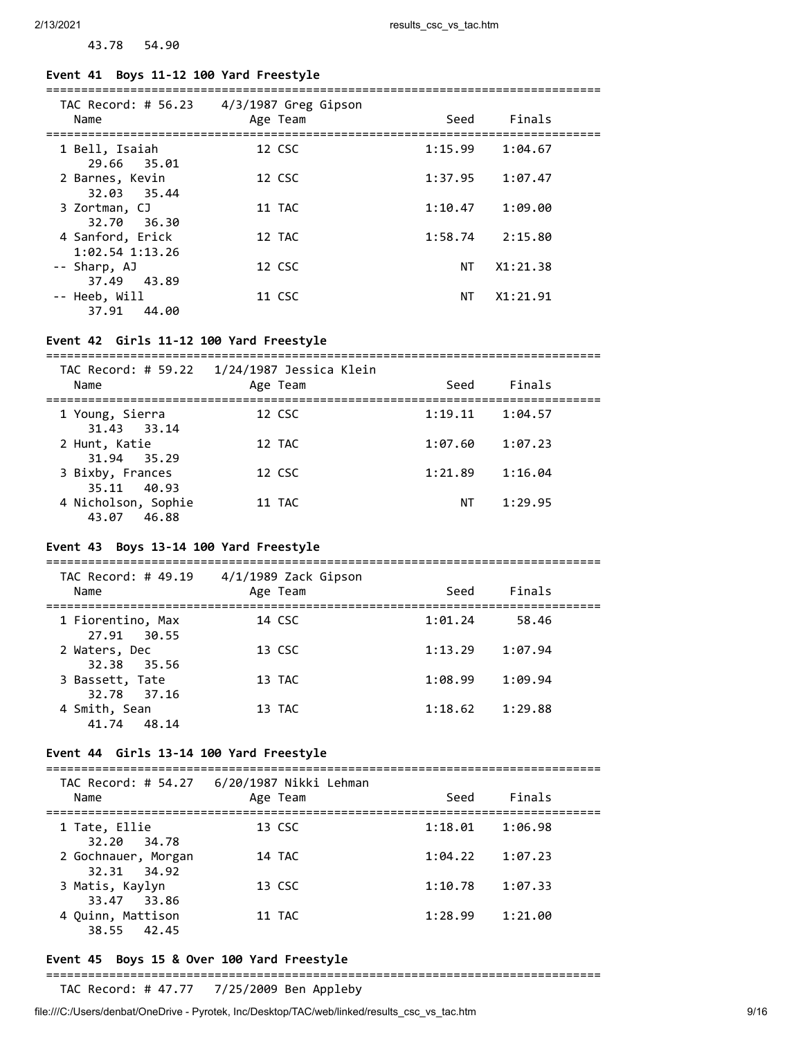43.78   54.90

### Event 41  Boys 11-12 100 Yard Freestyle

TAC Record: # 56.23    4/3/1987 Greg Gipson

| Name | Age | Team | Seed | Finals |
|---|---|---|---|---|
| 1 Bell, Isaiah | 12 | CSC | 1:15.99 | 1:04.67 |
| 29.66   35.01 | | | | |
| 2 Barnes, Kevin | 12 | CSC | 1:37.95 | 1:07.47 |
| 32.03   35.44 | | | | |
| 3 Zortman, CJ | 11 | TAC | 1:10.47 | 1:09.00 |
| 32.70   36.30 | | | | |
| 4 Sanford, Erick | 12 | TAC | 1:58.74 | 2:15.80 |
| 1:02.54 1:13.26 | | | | |
| -- Sharp, AJ | 12 | CSC | NT | X1:21.38 |
| 37.49   43.89 | | | | |
| -- Heeb, Will | 11 | CSC | NT | X1:21.91 |
| 37.91   44.00 | | | | |

### Event 42  Girls 11-12 100 Yard Freestyle

TAC Record: # 59.22    1/24/1987 Jessica Klein

| Name | Age | Team | Seed | Finals |
|---|---|---|---|---|
| 1 Young, Sierra | 12 | CSC | 1:19.11 | 1:04.57 |
| 31.43   33.14 | | | | |
| 2 Hunt, Katie | 12 | TAC | 1:07.60 | 1:07.23 |
| 31.94   35.29 | | | | |
| 3 Bixby, Frances | 12 | CSC | 1:21.89 | 1:16.04 |
| 35.11   40.93 | | | | |
| 4 Nicholson, Sophie | 11 | TAC | NT | 1:29.95 |
| 43.07   46.88 | | | | |

### Event 43  Boys 13-14 100 Yard Freestyle

TAC Record: # 49.19    4/1/1989 Zack Gipson

| Name | Age | Team | Seed | Finals |
|---|---|---|---|---|
| 1 Fiorentino, Max | 14 | CSC | 1:01.24 | 58.46 |
| 27.91   30.55 | | | | |
| 2 Waters, Dec | 13 | CSC | 1:13.29 | 1:07.94 |
| 32.38   35.56 | | | | |
| 3 Bassett, Tate | 13 | TAC | 1:08.99 | 1:09.94 |
| 32.78   37.16 | | | | |
| 4 Smith, Sean | 13 | TAC | 1:18.62 | 1:29.88 |
| 41.74   48.14 | | | | |

### Event 44  Girls 13-14 100 Yard Freestyle

TAC Record: # 54.27    6/20/1987 Nikki Lehman

| Name | Age | Team | Seed | Finals |
|---|---|---|---|---|
| 1 Tate, Ellie | 13 | CSC | 1:18.01 | 1:06.98 |
| 32.20   34.78 | | | | |
| 2 Gochnauer, Morgan | 14 | TAC | 1:04.22 | 1:07.23 |
| 32.31   34.92 | | | | |
| 3 Matis, Kaylyn | 13 | CSC | 1:10.78 | 1:07.33 |
| 33.47   33.86 | | | | |
| 4 Quinn, Mattison | 11 | TAC | 1:28.99 | 1:21.00 |
| 38.55   42.45 | | | | |

### Event 45  Boys 15 & Over 100 Yard Freestyle

TAC Record: # 47.77    7/25/2009 Ben Appleby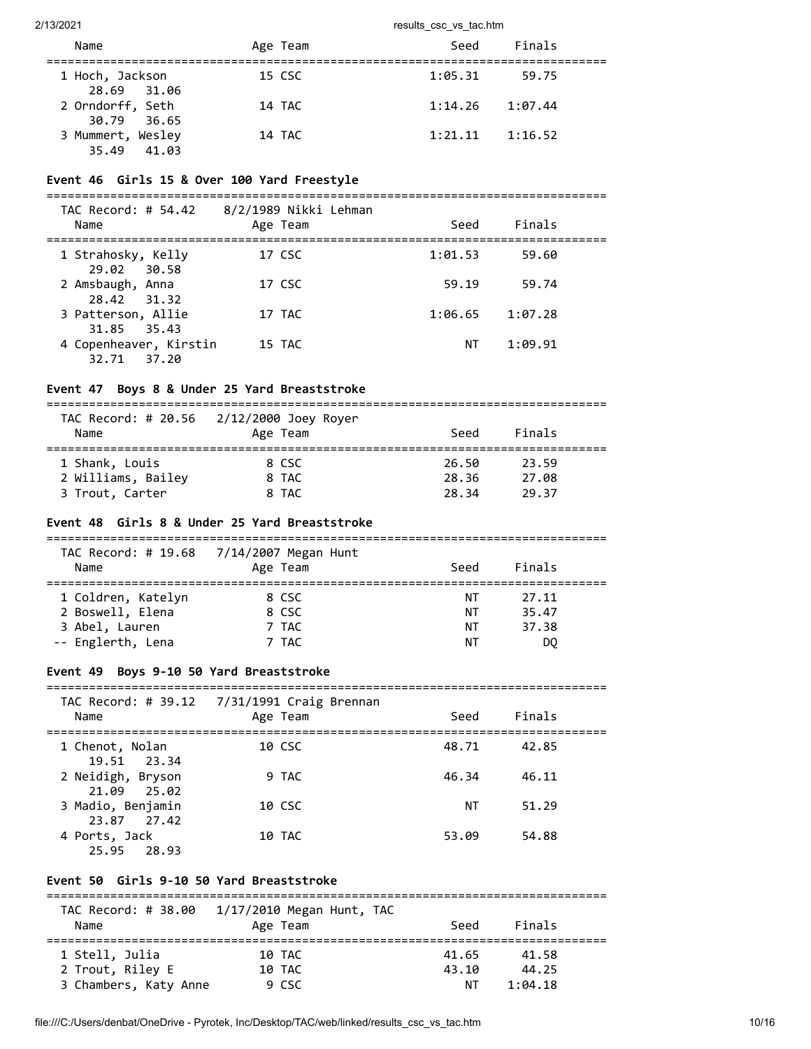| Name | Age | Team | Seed | Finals |
|---|---|---|---|---|
| 1 Hoch, Jackson | 15 | CSC | 1:05.31 | 59.75 |
| 28.69 31.06 | | | | |
| 2 Orndorff, Seth | 14 | TAC | 1:14.26 | 1:07.44 |
| 30.79 36.65 | | | | |
| 3 Mummert, Wesley | 14 | TAC | 1:21.11 | 1:16.52 |
| 35.49 41.03 | | | | |

### Event 46 Girls 15 & Over 100 Yard Freestyle

TAC Record: # 54.42 8/2/1989 Nikki Lehman

| Name | Age | Team | Seed | Finals |
|---|---|---|---|---|
| 1 Strahosky, Kelly | 17 | CSC | 1:01.53 | 59.60 |
| 29.02 30.58 | | | | |
| 2 Amsbaugh, Anna | 17 | CSC | 59.19 | 59.74 |
| 28.42 31.32 | | | | |
| 3 Patterson, Allie | 17 | TAC | 1:06.65 | 1:07.28 |
| 31.85 35.43 | | | | |
| 4 Copenheaver, Kirstin | 15 | TAC | NT | 1:09.91 |
| 32.71 37.20 | | | | |

### Event 47 Boys 8 & Under 25 Yard Breaststroke

TAC Record: # 20.56 2/12/2000 Joey Royer

| Name | Age | Team | Seed | Finals |
|---|---|---|---|---|
| 1 Shank, Louis | 8 | CSC | 26.50 | 23.59 |
| 2 Williams, Bailey | 8 | TAC | 28.36 | 27.08 |
| 3 Trout, Carter | 8 | TAC | 28.34 | 29.37 |

### Event 48 Girls 8 & Under 25 Yard Breaststroke

TAC Record: # 19.68 7/14/2007 Megan Hunt

| Name | Age | Team | Seed | Finals |
|---|---|---|---|---|
| 1 Coldren, Katelyn | 8 | CSC | NT | 27.11 |
| 2 Boswell, Elena | 8 | CSC | NT | 35.47 |
| 3 Abel, Lauren | 7 | TAC | NT | 37.38 |
| -- Englerth, Lena | 7 | TAC | NT | DQ |

### Event 49 Boys 9-10 50 Yard Breaststroke

TAC Record: # 39.12 7/31/1991 Craig Brennan

| Name | Age | Team | Seed | Finals |
|---|---|---|---|---|
| 1 Chenot, Nolan | 10 | CSC | 48.71 | 42.85 |
| 19.51 23.34 | | | | |
| 2 Neidigh, Bryson | 9 | TAC | 46.34 | 46.11 |
| 21.09 25.02 | | | | |
| 3 Madio, Benjamin | 10 | CSC | NT | 51.29 |
| 23.87 27.42 | | | | |
| 4 Ports, Jack | 10 | TAC | 53.09 | 54.88 |
| 25.95 28.93 | | | | |

### Event 50 Girls 9-10 50 Yard Breaststroke

TAC Record: # 38.00 1/17/2010 Megan Hunt, TAC

| Name | Age | Team | Seed | Finals |
|---|---|---|---|---|
| 1 Stell, Julia | 10 | TAC | 41.65 | 41.58 |
| 2 Trout, Riley E | 10 | TAC | 43.10 | 44.25 |
| 3 Chambers, Katy Anne | 9 | CSC | NT | 1:04.18 |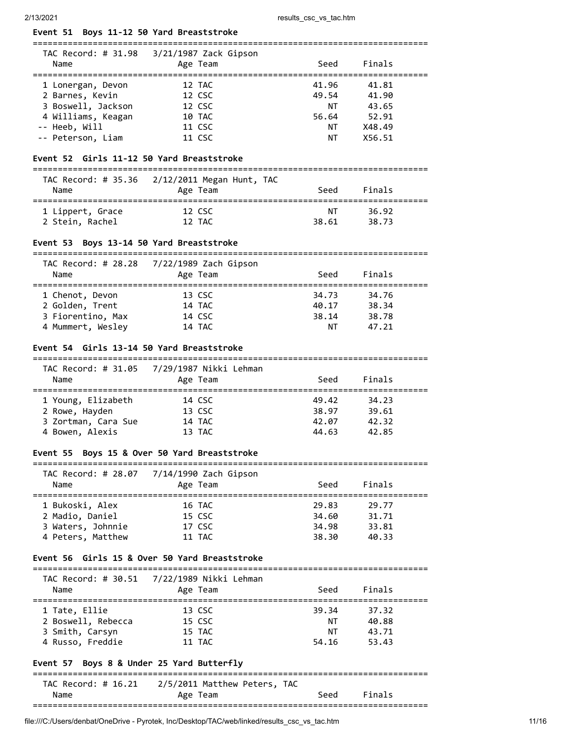### Event 51 Boys 11-12 50 Yard Breaststroke

TAC Record: # 31.98 3/21/1987 Zack Gipson

| Name | Age | Team | Seed | Finals |
|---|---|---|---|---|
| 1 Lonergan, Devon | 12 | TAC | 41.96 | 41.81 |
| 2 Barnes, Kevin | 12 | CSC | 49.54 | 41.90 |
| 3 Boswell, Jackson | 12 | CSC | NT | 43.65 |
| 4 Williams, Keagan | 10 | TAC | 56.64 | 52.91 |
| -- Heeb, Will | 11 | CSC | NT | X48.49 |
| -- Peterson, Liam | 11 | CSC | NT | X56.51 |

### Event 52 Girls 11-12 50 Yard Breaststroke

TAC Record: # 35.36 2/12/2011 Megan Hunt, TAC

| Name | Age | Team | Seed | Finals |
|---|---|---|---|---|
| 1 Lippert, Grace | 12 | CSC | NT | 36.92 |
| 2 Stein, Rachel | 12 | TAC | 38.61 | 38.73 |

### Event 53 Boys 13-14 50 Yard Breaststroke

TAC Record: # 28.28 7/22/1989 Zach Gipson

| Name | Age | Team | Seed | Finals |
|---|---|---|---|---|
| 1 Chenot, Devon | 13 | CSC | 34.73 | 34.76 |
| 2 Golden, Trent | 14 | TAC | 40.17 | 38.34 |
| 3 Fiorentino, Max | 14 | CSC | 38.14 | 38.78 |
| 4 Mummert, Wesley | 14 | TAC | NT | 47.21 |

### Event 54 Girls 13-14 50 Yard Breaststroke

TAC Record: # 31.05 7/29/1987 Nikki Lehman

| Name | Age | Team | Seed | Finals |
|---|---|---|---|---|
| 1 Young, Elizabeth | 14 | CSC | 49.42 | 34.23 |
| 2 Rowe, Hayden | 13 | CSC | 38.97 | 39.61 |
| 3 Zortman, Cara Sue | 14 | TAC | 42.07 | 42.32 |
| 4 Bowen, Alexis | 13 | TAC | 44.63 | 42.85 |

### Event 55 Boys 15 & Over 50 Yard Breaststroke

TAC Record: # 28.07 7/14/1990 Zach Gipson

| Name | Age | Team | Seed | Finals |
|---|---|---|---|---|
| 1 Bukoski, Alex | 16 | TAC | 29.83 | 29.77 |
| 2 Madio, Daniel | 15 | CSC | 34.60 | 31.71 |
| 3 Waters, Johnnie | 17 | CSC | 34.98 | 33.81 |
| 4 Peters, Matthew | 11 | TAC | 38.30 | 40.33 |

### Event 56 Girls 15 & Over 50 Yard Breaststroke

TAC Record: # 30.51 7/22/1989 Nikki Lehman

| Name | Age | Team | Seed | Finals |
|---|---|---|---|---|
| 1 Tate, Ellie | 13 | CSC | 39.34 | 37.32 |
| 2 Boswell, Rebecca | 15 | CSC | NT | 40.88 |
| 3 Smith, Carsyn | 15 | TAC | NT | 43.71 |
| 4 Russo, Freddie | 11 | TAC | 54.16 | 53.43 |

### Event 57 Boys 8 & Under 25 Yard Butterfly

TAC Record: # 16.21 2/5/2011 Matthew Peters, TAC

| Name | Age | Team | Seed | Finals |
|---|---|---|---|---|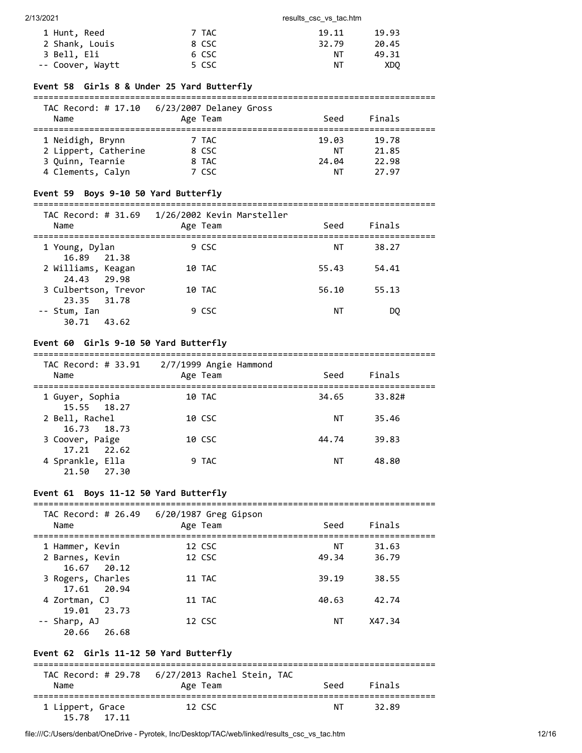| Name | Age | Team | Seed | Finals |
|---|---|---|---|---|
| 1 Hunt, Reed | 7 | TAC | 19.11 | 19.93 |
| 2 Shank, Louis | 8 | CSC | 32.79 | 20.45 |
| 3 Bell, Eli | 6 | CSC | NT | 49.31 |
| -- Coover, Waytt | 5 | CSC | NT | XDQ |

### Event 58 Girls 8 & Under 25 Yard Butterfly

TAC Record: # 17.10 6/23/2007 Delaney Gross

| Name | Age | Team | Seed | Finals |
|---|---|---|---|---|
| 1 Neidigh, Brynn | 7 | TAC | 19.03 | 19.78 |
| 2 Lippert, Catherine | 8 | CSC | NT | 21.85 |
| 3 Quinn, Tearnie | 8 | TAC | 24.04 | 22.98 |
| 4 Clements, Calyn | 7 | CSC | NT | 27.97 |

### Event 59 Boys 9-10 50 Yard Butterfly

TAC Record: # 31.69 1/26/2002 Kevin Marsteller

| Name | Age | Team | Seed | Finals | Splits |
|---|---|---|---|---|---|
| 1 Young, Dylan | 9 | CSC | NT | 38.27 | 16.89 21.38 |
| 2 Williams, Keagan | 10 | TAC | 55.43 | 54.41 | 24.43 29.98 |
| 3 Culbertson, Trevor | 10 | TAC | 56.10 | 55.13 | 23.35 31.78 |
| -- Stum, Ian | 9 | CSC | NT | DQ | 30.71 43.62 |

### Event 60 Girls 9-10 50 Yard Butterfly

TAC Record: # 33.91 2/7/1999 Angie Hammond

| Name | Age | Team | Seed | Finals | Splits |
|---|---|---|---|---|---|
| 1 Guyer, Sophia | 10 | TAC | 34.65 | 33.82# | 15.55 18.27 |
| 2 Bell, Rachel | 10 | CSC | NT | 35.46 | 16.73 18.73 |
| 3 Coover, Paige | 10 | CSC | 44.74 | 39.83 | 17.21 22.62 |
| 4 Sprankle, Ella | 9 | TAC | NT | 48.80 | 21.50 27.30 |

### Event 61 Boys 11-12 50 Yard Butterfly

TAC Record: # 26.49 6/20/1987 Greg Gipson

| Name | Age | Team | Seed | Finals | Splits |
|---|---|---|---|---|---|
| 1 Hammer, Kevin | 12 | CSC | NT | 31.63 | |
| 2 Barnes, Kevin | 12 | CSC | 49.34 | 36.79 | 16.67 20.12 |
| 3 Rogers, Charles | 11 | TAC | 39.19 | 38.55 | 17.61 20.94 |
| 4 Zortman, CJ | 11 | TAC | 40.63 | 42.74 | 19.01 23.73 |
| -- Sharp, AJ | 12 | CSC | NT | X47.34 | 20.66 26.68 |

### Event 62 Girls 11-12 50 Yard Butterfly

TAC Record: # 29.78 6/27/2013 Rachel Stein, TAC

| Name | Age | Team | Seed | Finals | Splits |
|---|---|---|---|---|---|
| 1 Lippert, Grace | 12 | CSC | NT | 32.89 | 15.78 17.11 |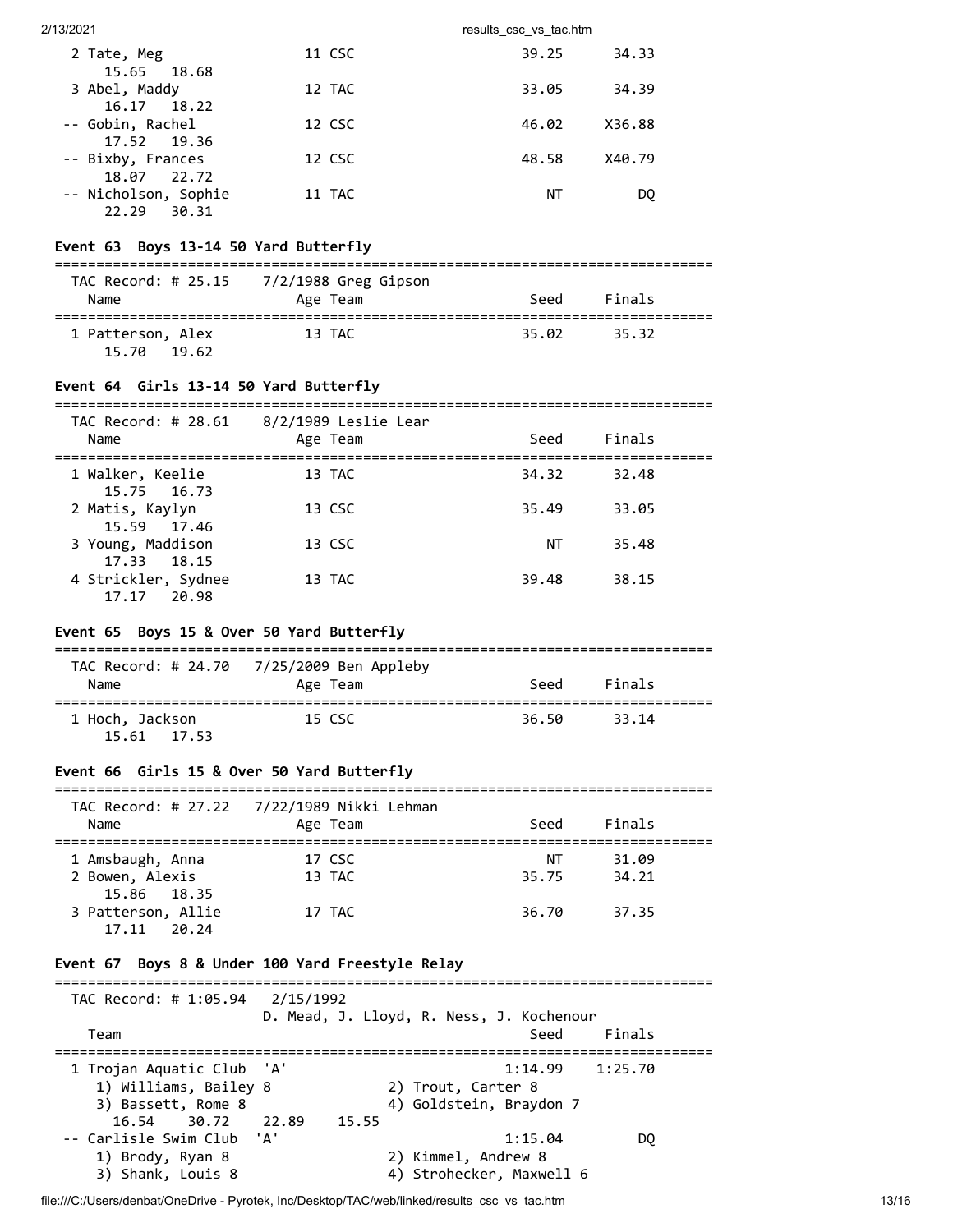| Place | Name | Age | Team | Seed | Finals |
|---|---|---|---|---|---|
| 2 | Tate, Meg | 11 | CSC | 39.25 | 34.33 |
| | 15.65 18.68 | | | | |
| 3 | Abel, Maddy | 12 | TAC | 33.05 | 34.39 |
| | 16.17 18.22 | | | | |
| -- | Gobin, Rachel | 12 | CSC | 46.02 | X36.88 |
| | 17.52 19.36 | | | | |
| -- | Bixby, Frances | 12 | CSC | 48.58 | X40.79 |
| | 18.07 22.72 | | | | |
| -- | Nicholson, Sophie | 11 | TAC | NT | DQ |
| | 22.29 30.31 | | | | |

### Event 63 Boys 13-14 50 Yard Butterfly

TAC Record: # 25.15 7/2/1988 Greg Gipson

| Place | Name | Age | Team | Seed | Finals |
|---|---|---|---|---|---|
| 1 | Patterson, Alex | 13 | TAC | 35.02 | 35.32 |
| | 15.70 19.62 | | | | |

### Event 64 Girls 13-14 50 Yard Butterfly

TAC Record: # 28.61 8/2/1989 Leslie Lear

| Place | Name | Age | Team | Seed | Finals |
|---|---|---|---|---|---|
| 1 | Walker, Keelie | 13 | TAC | 34.32 | 32.48 |
| | 15.75 16.73 | | | | |
| 2 | Matis, Kaylyn | 13 | CSC | 35.49 | 33.05 |
| | 15.59 17.46 | | | | |
| 3 | Young, Maddison | 13 | CSC | NT | 35.48 |
| | 17.33 18.15 | | | | |
| 4 | Strickler, Sydnee | 13 | TAC | 39.48 | 38.15 |
| | 17.17 20.98 | | | | |

### Event 65 Boys 15 & Over 50 Yard Butterfly

TAC Record: # 24.70 7/25/2009 Ben Appleby

| Place | Name | Age | Team | Seed | Finals |
|---|---|---|---|---|---|
| 1 | Hoch, Jackson | 15 | CSC | 36.50 | 33.14 |
| | 15.61 17.53 | | | | |

### Event 66 Girls 15 & Over 50 Yard Butterfly

TAC Record: # 27.22 7/22/1989 Nikki Lehman

| Place | Name | Age | Team | Seed | Finals |
|---|---|---|---|---|---|
| 1 | Amsbaugh, Anna | 17 | CSC | NT | 31.09 |
| 2 | Bowen, Alexis | 13 | TAC | 35.75 | 34.21 |
| | 15.86 18.35 | | | | |
| 3 | Patterson, Allie | 17 | TAC | 36.70 | 37.35 |
| | 17.11 20.24 | | | | |

### Event 67 Boys 8 & Under 100 Yard Freestyle Relay

TAC Record: # 1:05.94 2/15/1992
D. Mead, J. Lloyd, R. Ness, J. Kochenour

| Place | Team | Seed | Finals |
|---|---|---|---|
| 1 | Trojan Aquatic Club 'A' | 1:14.99 | 1:25.70 |
| | 1) Williams, Bailey 8; 2) Trout, Carter 8; 3) Bassett, Rome 8; 4) Goldstein, Braydon 7 | | |
| | 16.54 30.72 22.89 15.55 | | |
| -- | Carlisle Swim Club 'A' | 1:15.04 | DQ |
| | 1) Brody, Ryan 8; 2) Kimmel, Andrew 8; 3) Shank, Louis 8; 4) Strohecker, Maxwell 6 | | |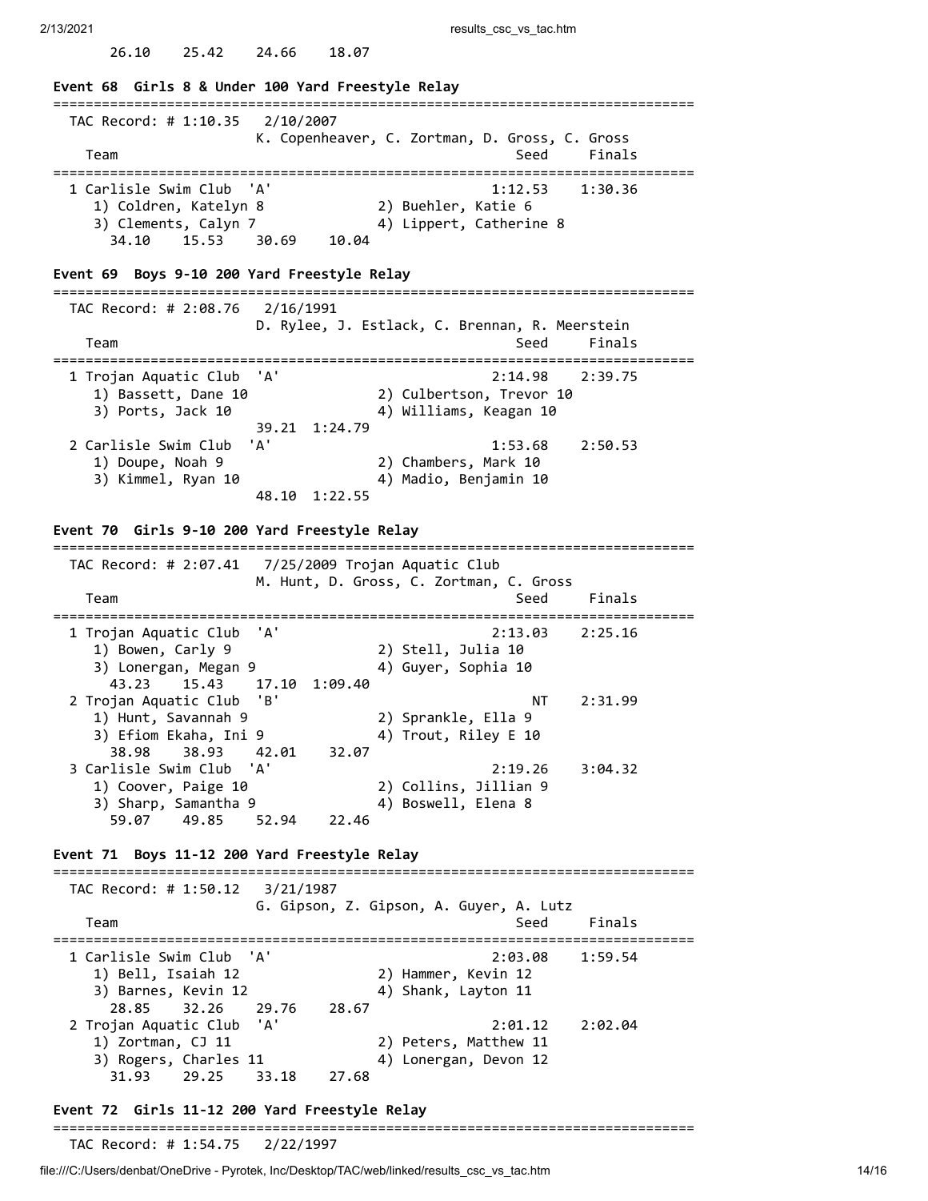26.10 25.42 24.66 18.07

### Event 68 Girls 8 & Under 100 Yard Freestyle Relay

TAC Record: # 1:10.35 2/10/2007
K. Copenheaver, C. Zortman, D. Gross, C. Gross

| Team | Seed | Finals |
|---|---|---|
| 1 Carlisle Swim Club 'A' | 1:12.53 | 1:30.36 |

1) Coldren, Katelyn 8  2) Buehler, Katie 6
3) Clements, Calyn 7  4) Lippert, Catherine 8
34.10 15.53 30.69 10.04

### Event 69 Boys 9-10 200 Yard Freestyle Relay

TAC Record: # 2:08.76 2/16/1991
D. Rylee, J. Estlack, C. Brennan, R. Meerstein

| Team | Seed | Finals |
|---|---|---|
| 1 Trojan Aquatic Club 'A' | 2:14.98 | 2:39.75 |

1) Bassett, Dane 10  2) Culbertson, Trevor 10
3) Ports, Jack 10  4) Williams, Keagan 10
39.21 1:24.79

| Team | Seed | Finals |
|---|---|---|
| 2 Carlisle Swim Club 'A' | 1:53.68 | 2:50.53 |

1) Doupe, Noah 9  2) Chambers, Mark 10
3) Kimmel, Ryan 10  4) Madio, Benjamin 10
48.10 1:22.55

### Event 70 Girls 9-10 200 Yard Freestyle Relay

TAC Record: # 2:07.41 7/25/2009 Trojan Aquatic Club
M. Hunt, D. Gross, C. Zortman, C. Gross

| Team | Seed | Finals |
|---|---|---|
| 1 Trojan Aquatic Club 'A' | 2:13.03 | 2:25.16 |

1) Bowen, Carly 9  2) Stell, Julia 10
3) Lonergan, Megan 9  4) Guyer, Sophia 10
43.23 15.43 17.10 1:09.40

| Team | Seed | Finals |
|---|---|---|
| 2 Trojan Aquatic Club 'B' | NT | 2:31.99 |

1) Hunt, Savannah 9  2) Sprankle, Ella 9
3) Efiom Ekaha, Ini 9  4) Trout, Riley E 10
38.98 38.93 42.01 32.07

| Team | Seed | Finals |
|---|---|---|
| 3 Carlisle Swim Club 'A' | 2:19.26 | 3:04.32 |

1) Coover, Paige 10  2) Collins, Jillian 9
3) Sharp, Samantha 9  4) Boswell, Elena 8
59.07 49.85 52.94 22.46

### Event 71 Boys 11-12 200 Yard Freestyle Relay

TAC Record: # 1:50.12 3/21/1987
G. Gipson, Z. Gipson, A. Guyer, A. Lutz

| Team | Seed | Finals |
|---|---|---|
| 1 Carlisle Swim Club 'A' | 2:03.08 | 1:59.54 |

1) Bell, Isaiah 12  2) Hammer, Kevin 12
3) Barnes, Kevin 12  4) Shank, Layton 11
28.85 32.26 29.76 28.67

| Team | Seed | Finals |
|---|---|---|
| 2 Trojan Aquatic Club 'A' | 2:01.12 | 2:02.04 |

1) Zortman, CJ 11  2) Peters, Matthew 11
3) Rogers, Charles 11  4) Lonergan, Devon 12
31.93 29.25 33.18 27.68

### Event 72 Girls 11-12 200 Yard Freestyle Relay

TAC Record: # 1:54.75 2/22/1997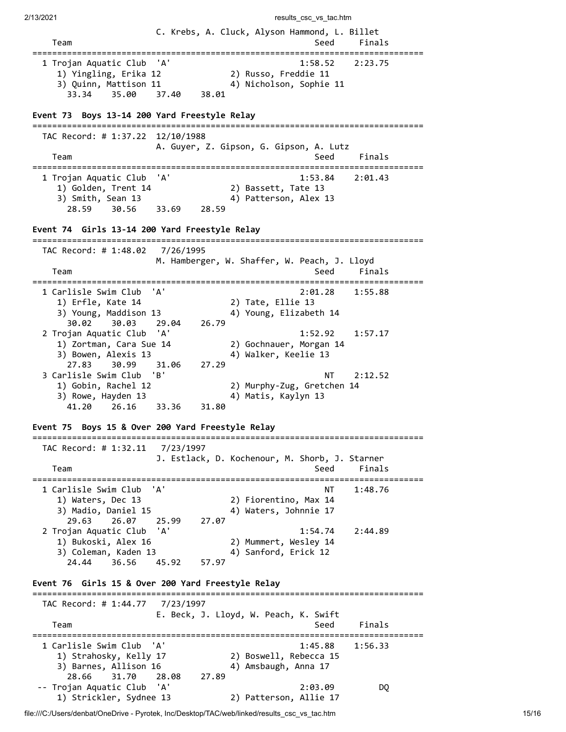C. Krebs, A. Cluck, Alyson Hammond, L. Billet

```
    Team                                                   Seed     Finals
===============================================================================
  1 Trojan Aquatic Club  'A'                            1:58.52    2:23.75
     1) Yingling, Erika 12             2) Russo, Freddie 11
     3) Quinn, Mattison 11             4) Nicholson, Sophie 11
       33.34    35.00    37.40    38.01
```

### Event 73  Boys 13-14 200 Yard Freestyle Relay

```
===============================================================================
  TAC Record: # 1:37.22  12/10/1988
                        A. Guyer, Z. Gipson, G. Gipson, A. Lutz
    Team                                                   Seed     Finals
===============================================================================
  1 Trojan Aquatic Club  'A'                            1:53.84    2:01.43
     1) Golden, Trent 14               2) Bassett, Tate 13
     3) Smith, Sean 13                 4) Patterson, Alex 13
       28.59    30.56    33.69    28.59
```

### Event 74  Girls 13-14 200 Yard Freestyle Relay

```
===============================================================================
  TAC Record: # 1:48.02   7/26/1995
                        M. Hamberger, W. Shaffer, W. Peach, J. Lloyd
    Team                                                   Seed     Finals
===============================================================================
  1 Carlisle Swim Club  'A'                             2:01.28    1:55.88
     1) Erfle, Kate 14                 2) Tate, Ellie 13
     3) Young, Maddison 13             4) Young, Elizabeth 14
       30.02    30.03    29.04    26.79
  2 Trojan Aquatic Club  'A'                            1:52.92    1:57.17
     1) Zortman, Cara Sue 14           2) Gochnauer, Morgan 14
     3) Bowen, Alexis 13               4) Walker, Keelie 13
       27.83    30.99    31.06    27.29
  3 Carlisle Swim Club  'B'                                  NT    2:12.52
     1) Gobin, Rachel 12               2) Murphy-Zug, Gretchen 14
     3) Rowe, Hayden 13                4) Matis, Kaylyn 13
       41.20    26.16    33.36    31.80
```

### Event 75  Boys 15 & Over 200 Yard Freestyle Relay

```
===============================================================================
  TAC Record: # 1:32.11   7/23/1997
                        J. Estlack, D. Kochenour, M. Shorb, J. Starner
    Team                                                   Seed     Finals
===============================================================================
  1 Carlisle Swim Club  'A'                                  NT    1:48.76
     1) Waters, Dec 13                 2) Fiorentino, Max 14
     3) Madio, Daniel 15               4) Waters, Johnnie 17
       29.63    26.07    25.99    27.07
  2 Trojan Aquatic Club  'A'                            1:54.74    2:44.89
     1) Bukoski, Alex 16               2) Mummert, Wesley 14
     3) Coleman, Kaden 13              4) Sanford, Erick 12
       24.44    36.56    45.92    57.97
```

### Event 76  Girls 15 & Over 200 Yard Freestyle Relay

```
===============================================================================
  TAC Record: # 1:44.77   7/23/1997
                        E. Beck, J. Lloyd, W. Peach, K. Swift
    Team                                                   Seed     Finals
===============================================================================
  1 Carlisle Swim Club  'A'                             1:45.88    1:56.33
     1) Strahosky, Kelly 17            2) Boswell, Rebecca 15
     3) Barnes, Allison 16             4) Amsbaugh, Anna 17
       28.66    31.70    28.08    27.89
 -- Trojan Aquatic Club  'A'                            2:03.09         DQ
     1) Strickler, Sydnee 13           2) Patterson, Allie 17
```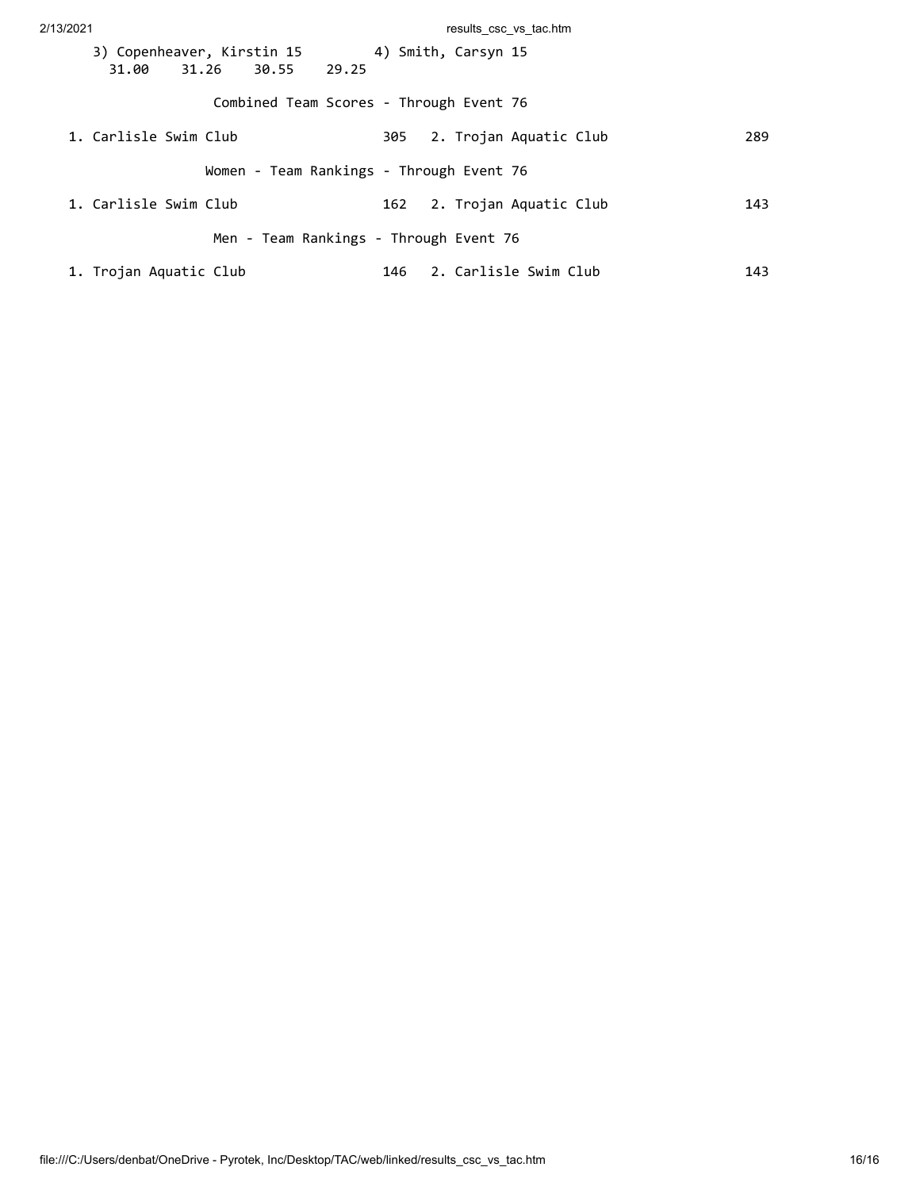3) Copenheaver, Kirstin 15 4) Smith, Carsyn 15
31.00 31.26 30.55 29.25

Combined Team Scores - Through Event 76

| | | | |
|---|---|---|---|
| 1. Carlisle Swim Club | 305 | 2. Trojan Aquatic Club | 289 |

Women - Team Rankings - Through Event 76

| | | | |
|---|---|---|---|
| 1. Carlisle Swim Club | 162 | 2. Trojan Aquatic Club | 143 |

Men - Team Rankings - Through Event 76

| | | | |
|---|---|---|---|
| 1. Trojan Aquatic Club | 146 | 2. Carlisle Swim Club | 143 |